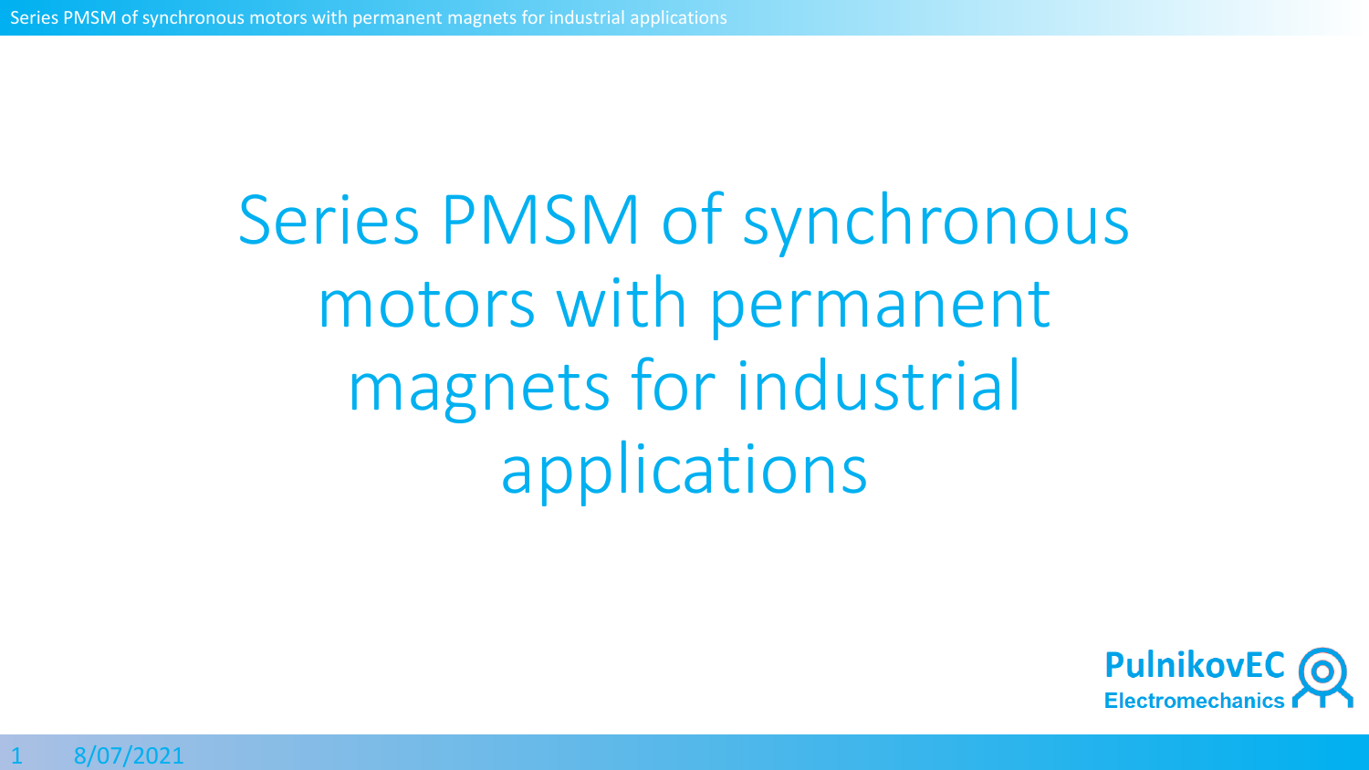# Series PMSM of synchronous motors with permanent magnets for industrial applications

**PulnikovEC**
**Electromechanics**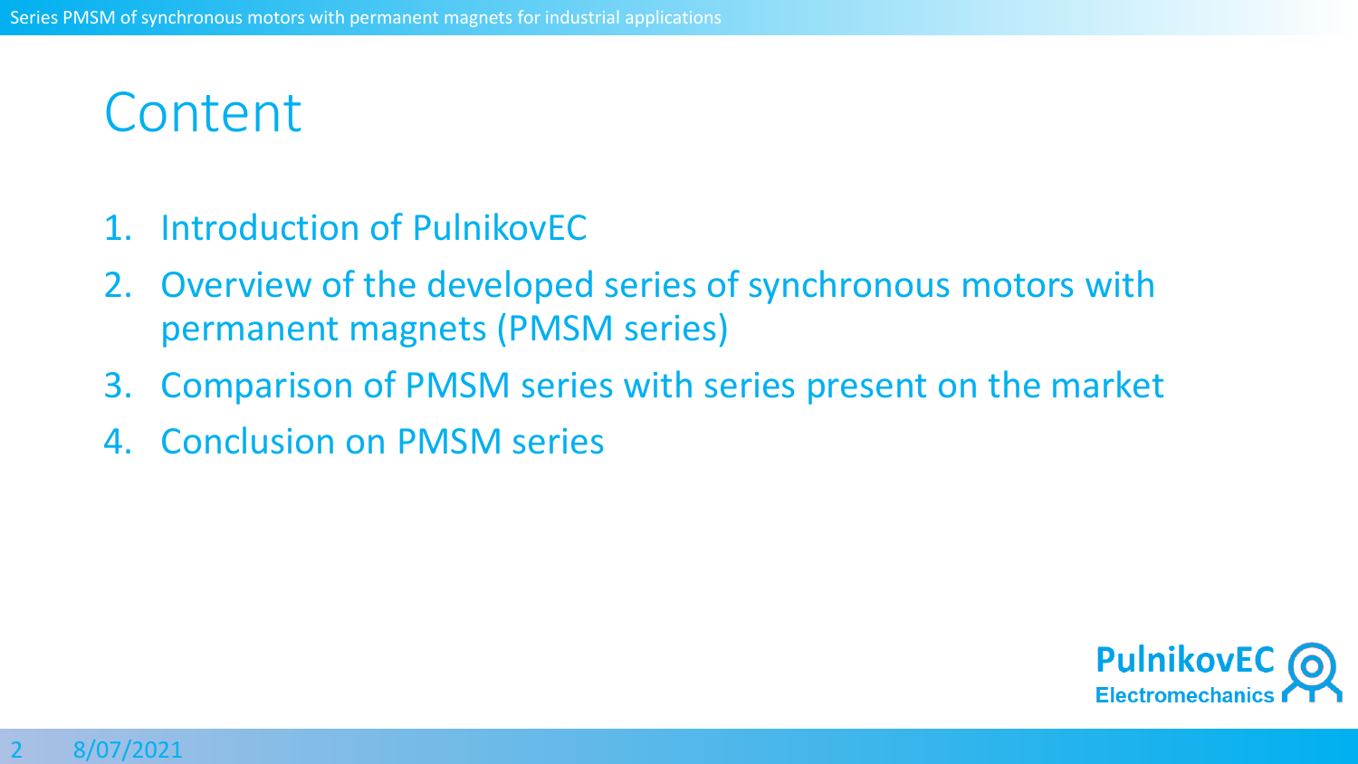# Content

1. Introduction of PulnikovEC
2. Overview of the developed series of synchronous motors with permanent magnets (PMSM series)
3. Comparison of PMSM series with series present on the market
4. Conclusion on PMSM series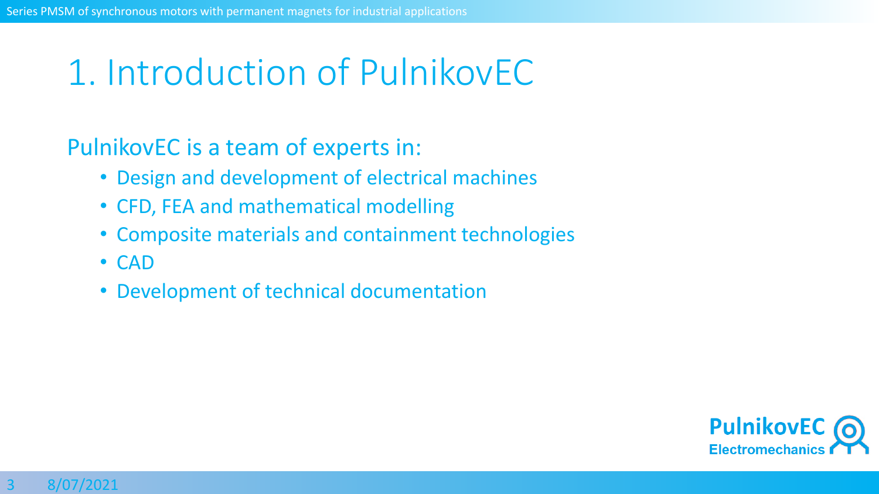# 1. Introduction of PulnikovEC

PulnikovEC is a team of experts in:

- Design and development of electrical machines
- CFD, FEA and mathematical modelling
- Composite materials and containment technologies
- CAD
- Development of technical documentation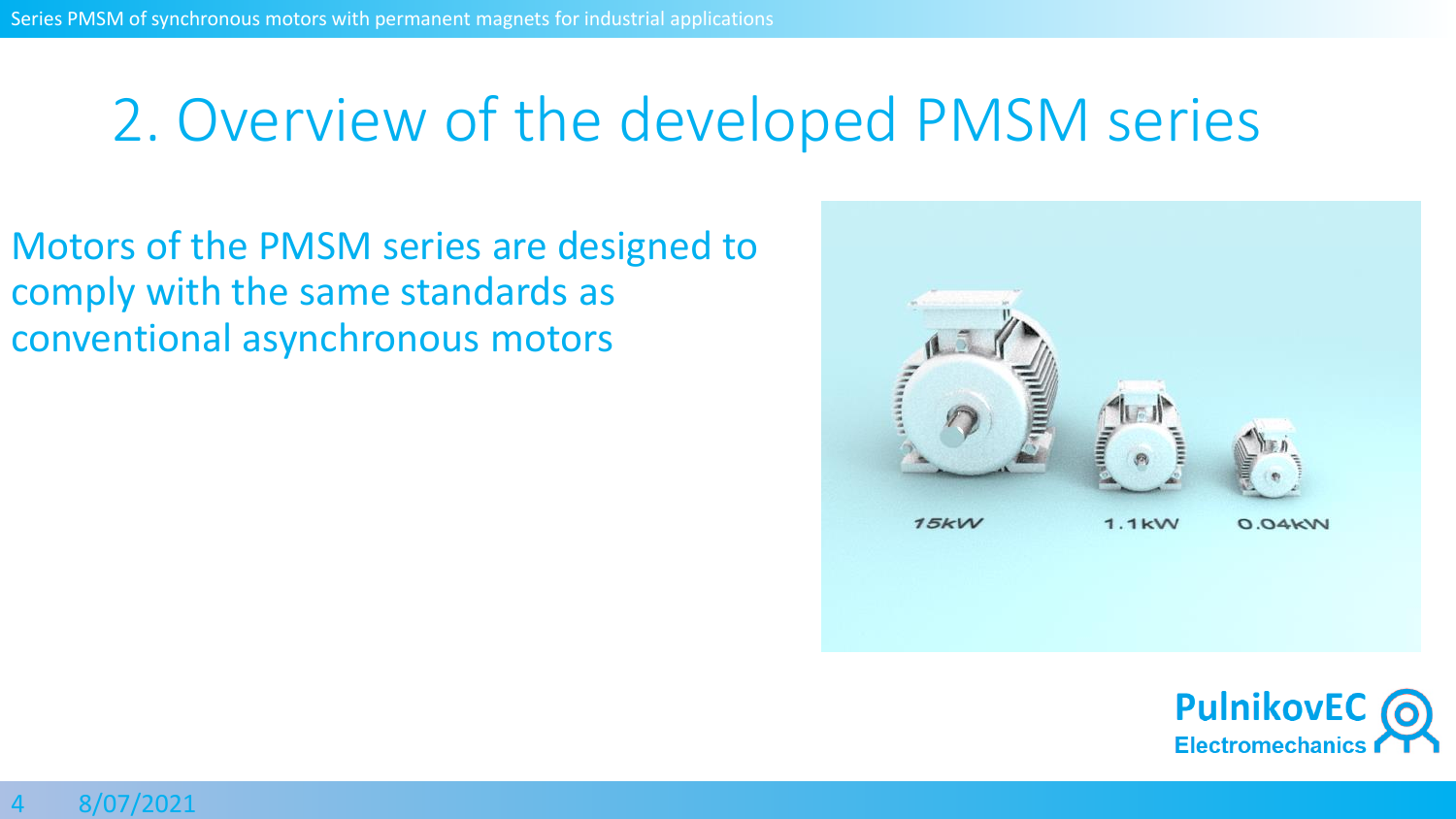# 2. Overview of the developed PMSM series

Motors of the PMSM series are designed to comply with the same standards as conventional asynchronous motors

15kW    1.1kW    0.04kW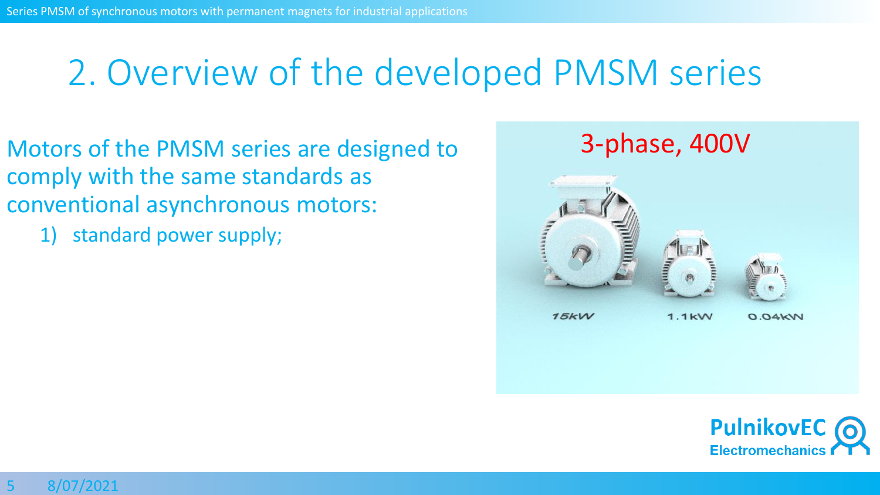# 2. Overview of the developed PMSM series

Motors of the PMSM series are designed to comply with the same standards as conventional asynchronous motors:

1) standard power supply;

3-phase, 400V

15kW 1.1kW 0.04kW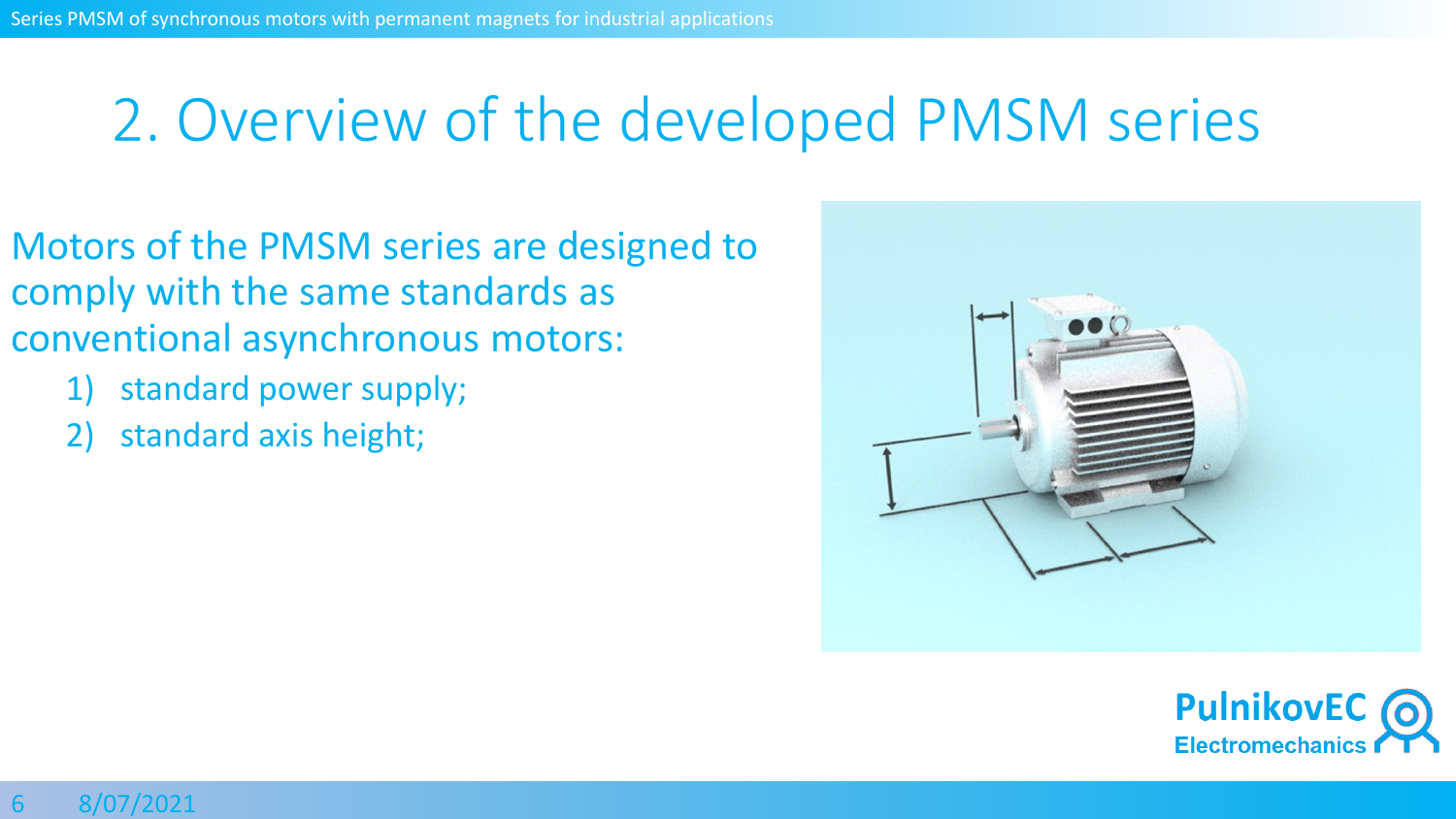# 2. Overview of the developed PMSM series

Motors of the PMSM series are designed to comply with the same standards as conventional asynchronous motors:

1) standard power supply;
2) standard axis height;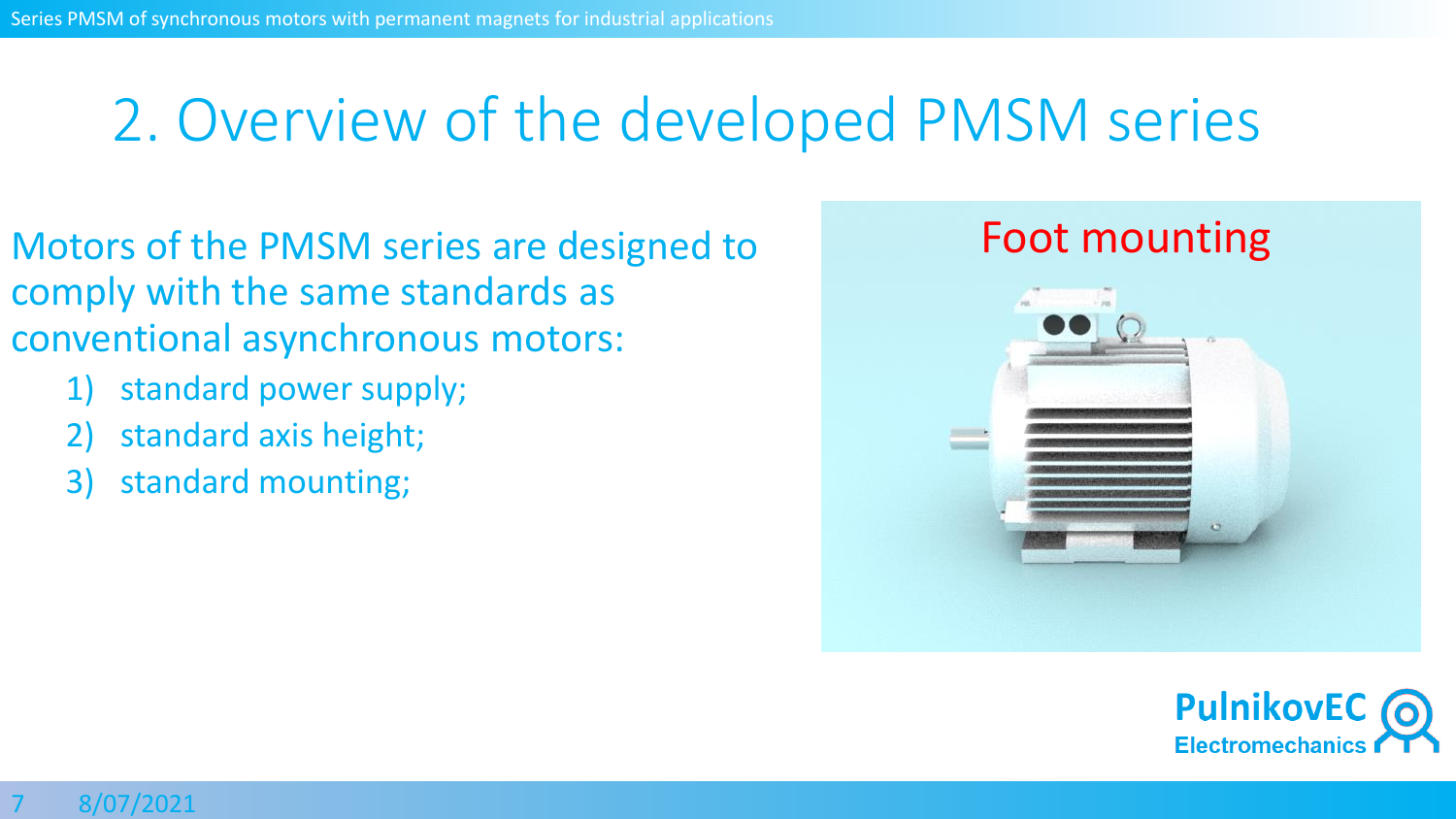# 2. Overview of the developed PMSM series

Motors of the PMSM series are designed to comply with the same standards as conventional asynchronous motors:

1) standard power supply;
2) standard axis height;
3) standard mounting;

Foot mounting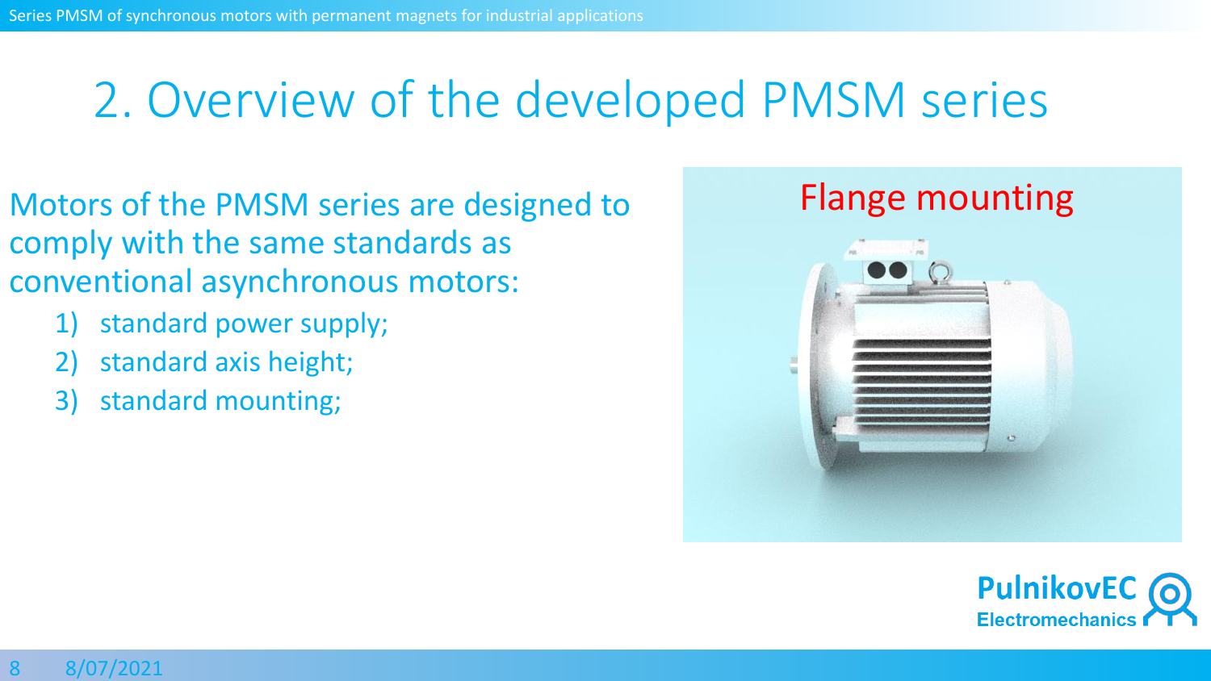# 2. Overview of the developed PMSM series

Motors of the PMSM series are designed to comply with the same standards as conventional asynchronous motors:

1) standard power supply;
2) standard axis height;
3) standard mounting;

Flange mounting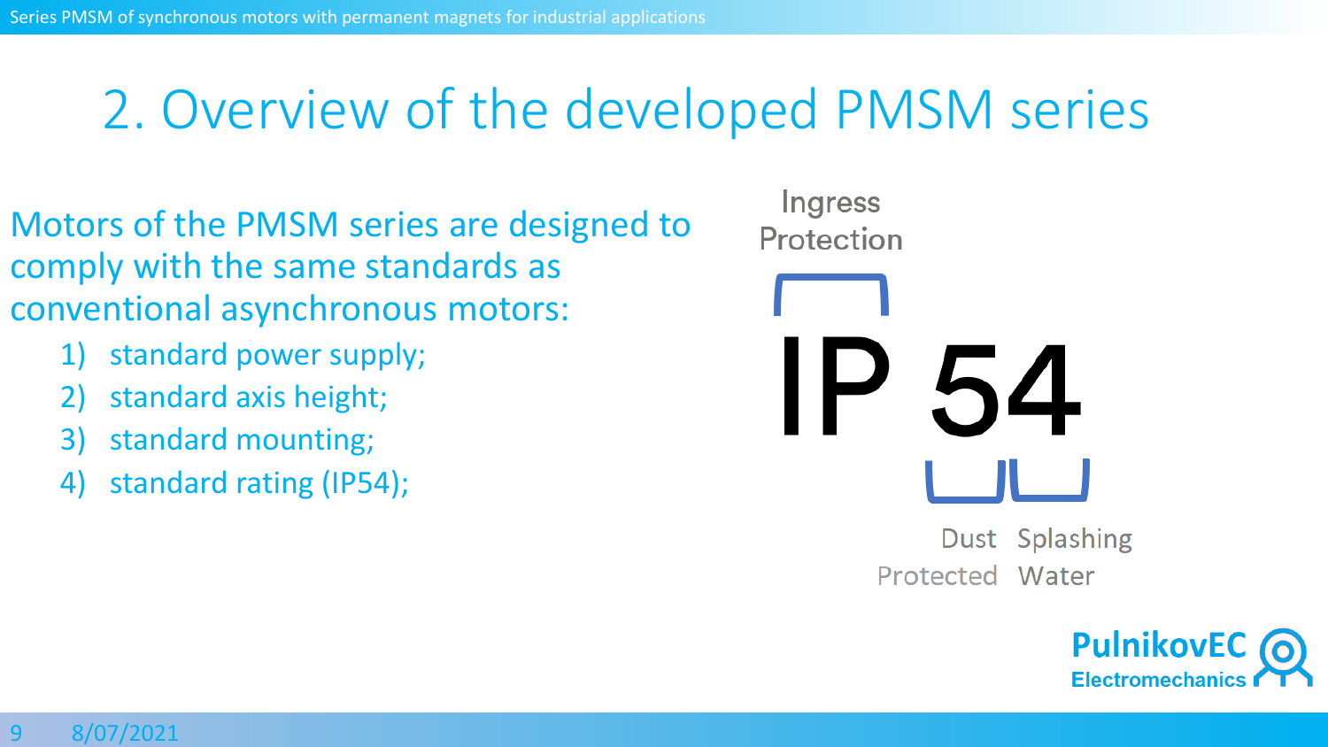# 2. Overview of the developed PMSM series

Motors of the PMSM series are designed to comply with the same standards as conventional asynchronous motors:

1) standard power supply;
2) standard axis height;
3) standard mounting;
4) standard rating (IP54);

Ingress Protection

IP 54

Dust Protected

Splashing Water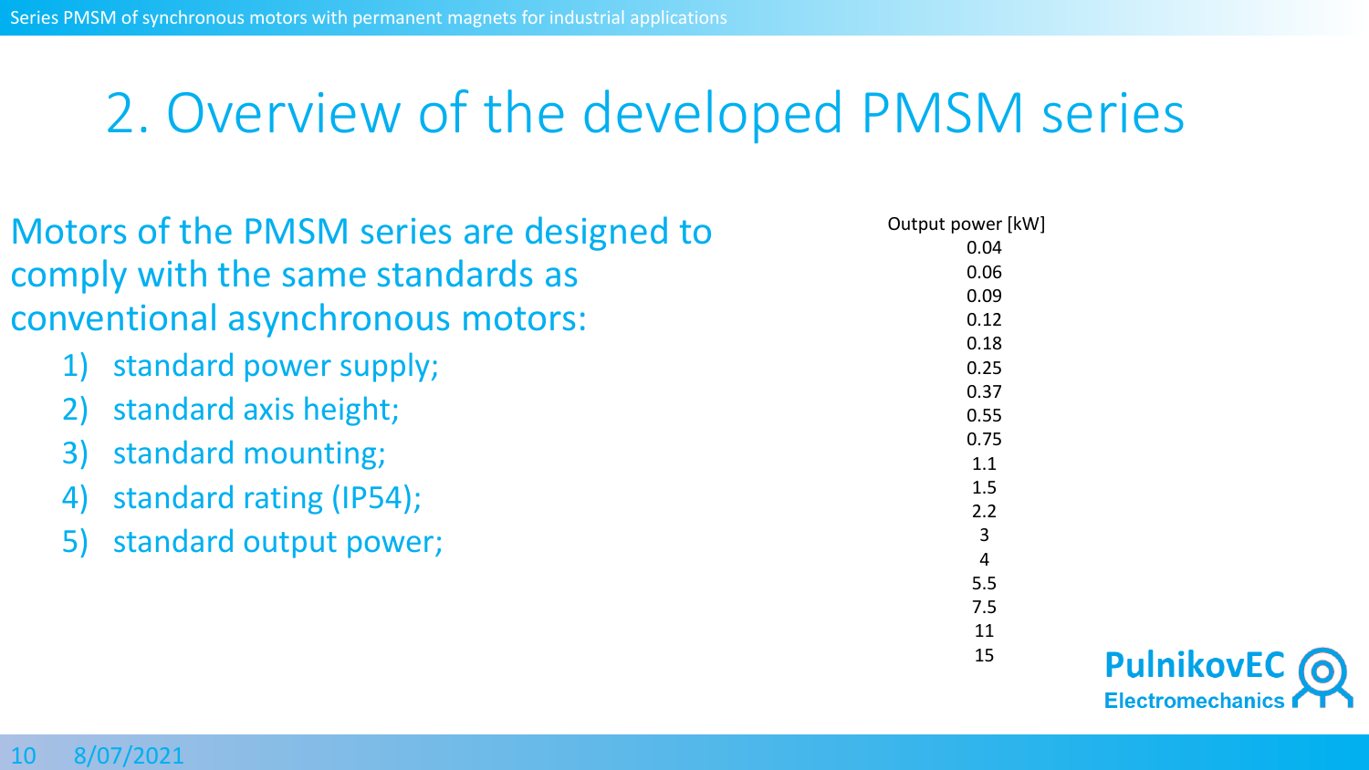# 2. Overview of the developed PMSM series

Motors of the PMSM series are designed to comply with the same standards as conventional asynchronous motors:

1) standard power supply;
2) standard axis height;
3) standard mounting;
4) standard rating (IP54);
5) standard output power;

| Output power [kW] |
| --- |
| 0.04 |
| 0.06 |
| 0.09 |
| 0.12 |
| 0.18 |
| 0.25 |
| 0.37 |
| 0.55 |
| 0.75 |
| 1.1 |
| 1.5 |
| 2.2 |
| 3 |
| 4 |
| 5.5 |
| 7.5 |
| 11 |
| 15 |

PulnikovEC Electromechanics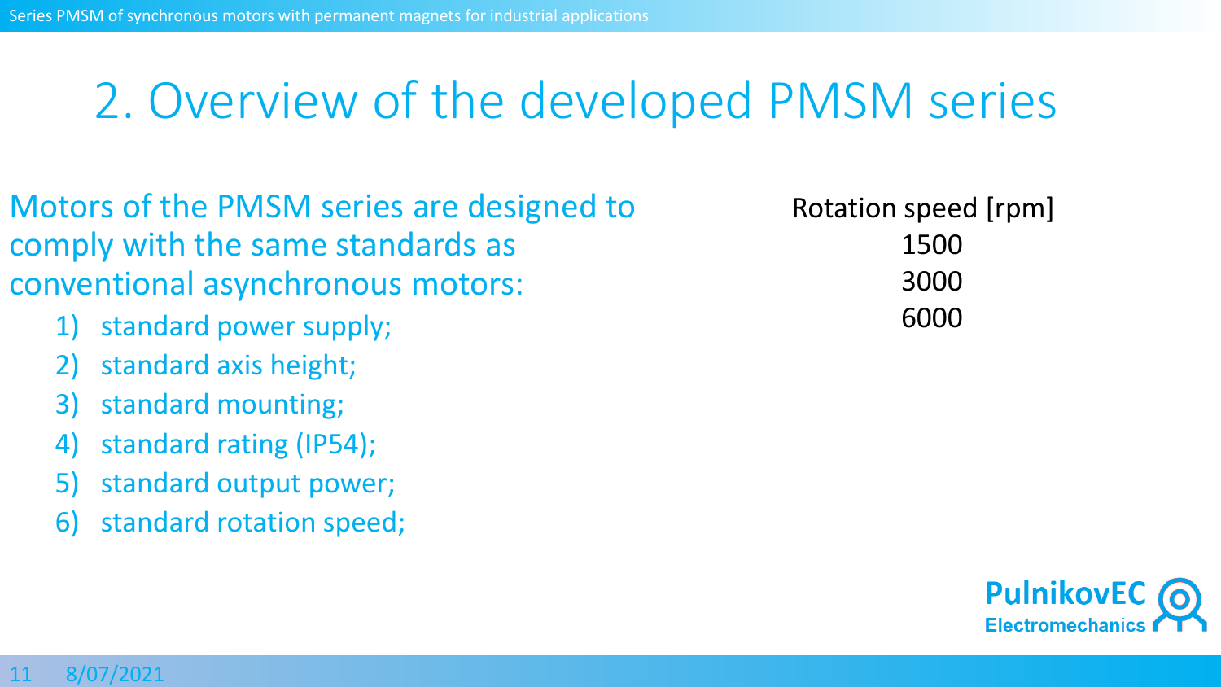# 2. Overview of the developed PMSM series

Motors of the PMSM series are designed to comply with the same standards as conventional asynchronous motors:

1) standard power supply;
2) standard axis height;
3) standard mounting;
4) standard rating (IP54);
5) standard output power;
6) standard rotation speed;

| Rotation speed [rpm] |
| --- |
| 1500 |
| 3000 |
| 6000 |

PulnikovEC Electromechanics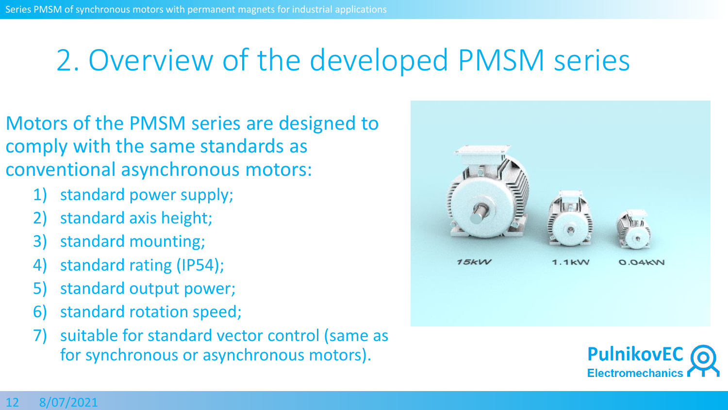# 2. Overview of the developed PMSM series

Motors of the PMSM series are designed to comply with the same standards as conventional asynchronous motors:

1) standard power supply;
2) standard axis height;
3) standard mounting;
4) standard rating (IP54);
5) standard output power;
6) standard rotation speed;
7) suitable for standard vector control (same as for synchronous or asynchronous motors).

15kW 1.1kW 0.04kW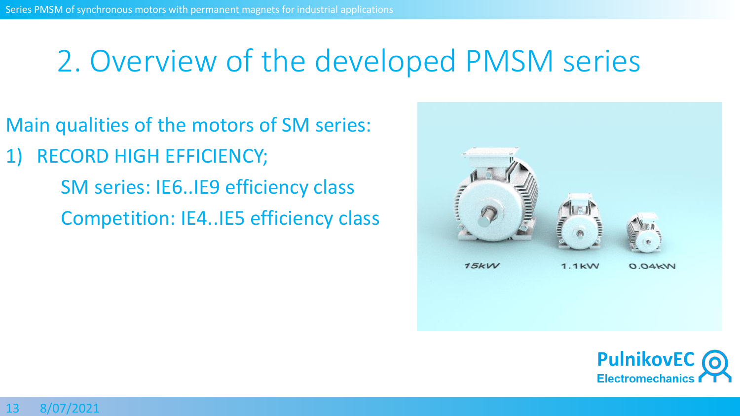# 2. Overview of the developed PMSM series

Main qualities of the motors of SM series:

1) RECORD HIGH EFFICIENCY;

   SM series: IE6..IE9 efficiency class

   Competition: IE4..IE5 efficiency class

15kW 1.1kW 0.04kW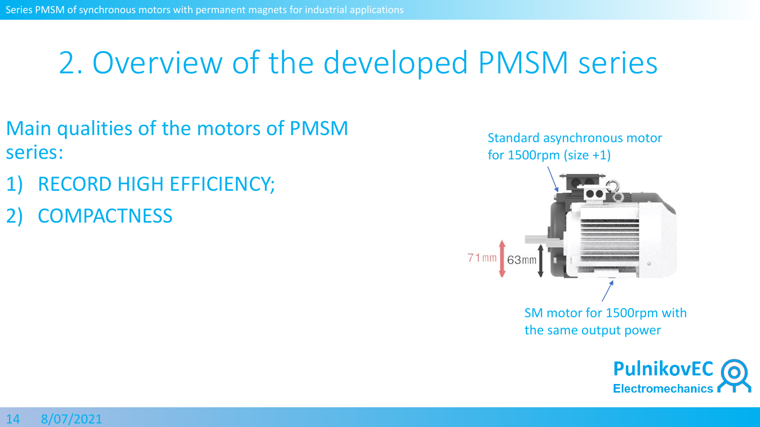# 2. Overview of the developed PMSM series

Main qualities of the motors of PMSM series:

1) RECORD HIGH EFFICIENCY;
2) COMPACTNESS

Standard asynchronous motor for 1500rpm (size +1)

71mm

63mm

SM motor for 1500rpm with the same output power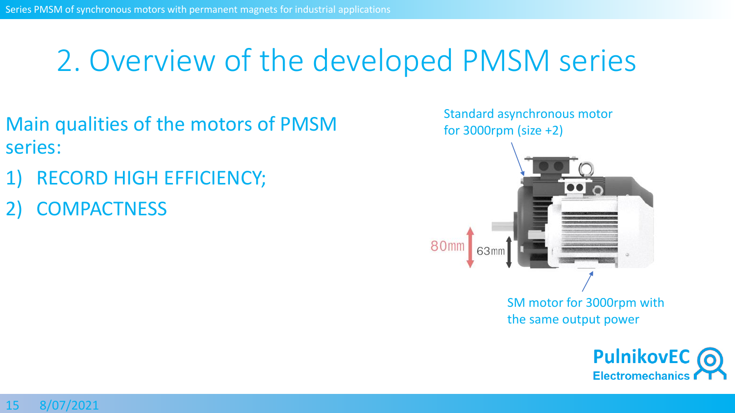# 2. Overview of the developed PMSM series

Main qualities of the motors of PMSM series:

1) RECORD HIGH EFFICIENCY;
2) COMPACTNESS

Standard asynchronous motor for 3000rpm (size +2)

80mm

63mm

SM motor for 3000rpm with the same output power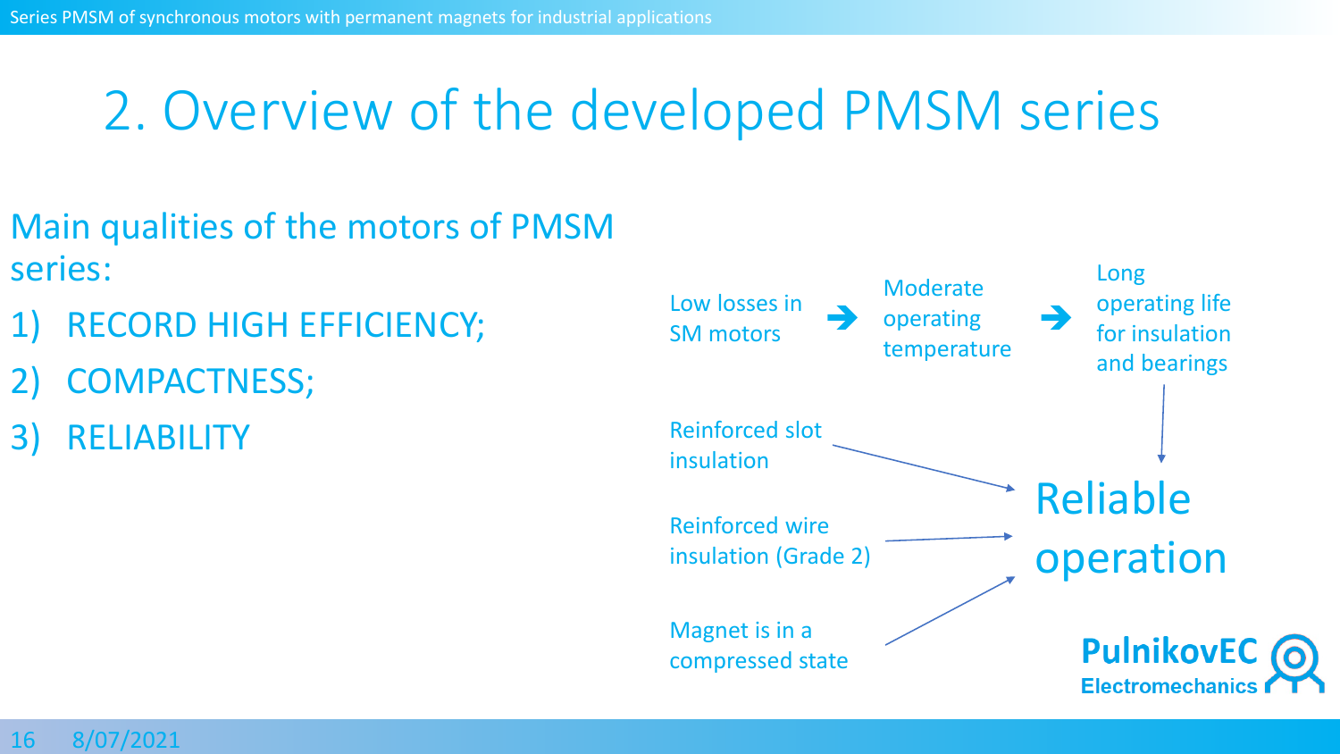# 2. Overview of the developed PMSM series

Main qualities of the motors of PMSM series:

1) RECORD HIGH EFFICIENCY;
2) COMPACTNESS;
3) RELIABILITY

Low losses in SM motors → Moderate operating temperature → Long operating life for insulation and bearings

Reinforced slot insulation

Reinforced wire insulation (Grade 2)

Magnet is in a compressed state

Reliable operation

PulnikovEC Electromechanics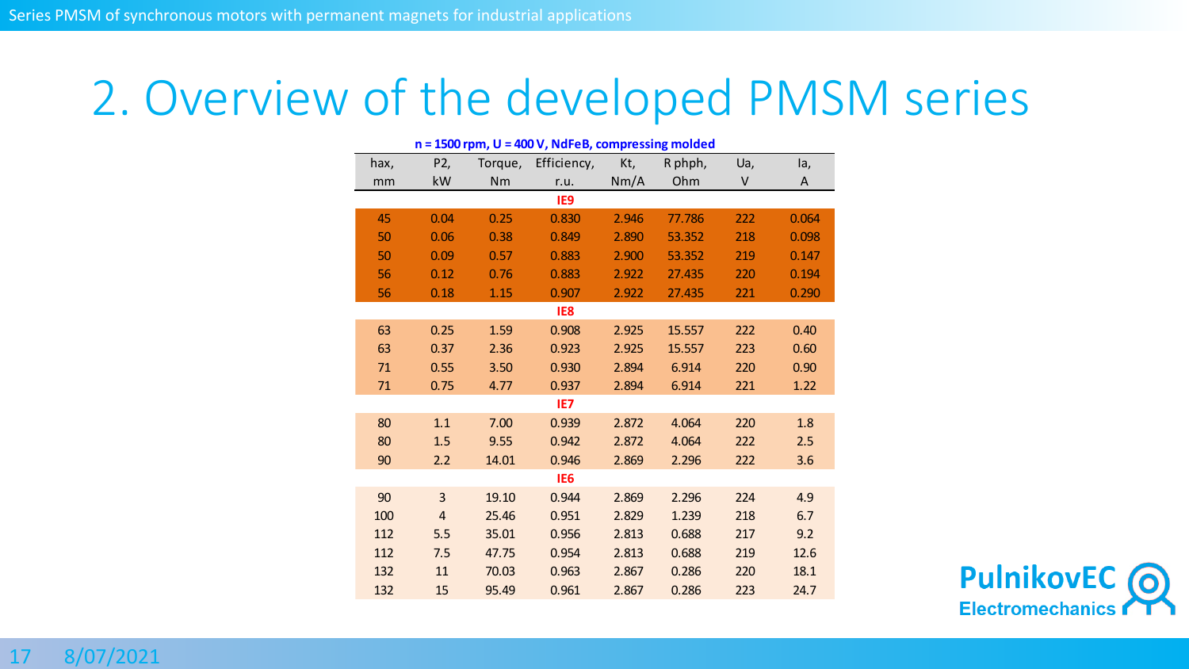# 2. Overview of the developed PMSM series

**n = 1500 rpm, U = 400 V, NdFeB, compressing molded**

| hax, mm | P2, kW | Torque, Nm | Efficiency, r.u. | Kt, Nm/A | R phph, Ohm | Ua, V | Ia, A |
|---|---|---|---|---|---|---|---|
| | | | **IE9** | | | | |
| 45 | 0.04 | 0.25 | 0.830 | 2.946 | 77.786 | 222 | 0.064 |
| 50 | 0.06 | 0.38 | 0.849 | 2.890 | 53.352 | 218 | 0.098 |
| 50 | 0.09 | 0.57 | 0.883 | 2.900 | 53.352 | 219 | 0.147 |
| 56 | 0.12 | 0.76 | 0.883 | 2.922 | 27.435 | 220 | 0.194 |
| 56 | 0.18 | 1.15 | 0.907 | 2.922 | 27.435 | 221 | 0.290 |
| | | | **IE8** | | | | |
| 63 | 0.25 | 1.59 | 0.908 | 2.925 | 15.557 | 222 | 0.40 |
| 63 | 0.37 | 2.36 | 0.923 | 2.925 | 15.557 | 223 | 0.60 |
| 71 | 0.55 | 3.50 | 0.930 | 2.894 | 6.914 | 220 | 0.90 |
| 71 | 0.75 | 4.77 | 0.937 | 2.894 | 6.914 | 221 | 1.22 |
| | | | **IE7** | | | | |
| 80 | 1.1 | 7.00 | 0.939 | 2.872 | 4.064 | 220 | 1.8 |
| 80 | 1.5 | 9.55 | 0.942 | 2.872 | 4.064 | 222 | 2.5 |
| 90 | 2.2 | 14.01 | 0.946 | 2.869 | 2.296 | 222 | 3.6 |
| | | | **IE6** | | | | |
| 90 | 3 | 19.10 | 0.944 | 2.869 | 2.296 | 224 | 4.9 |
| 100 | 4 | 25.46 | 0.951 | 2.829 | 1.239 | 218 | 6.7 |
| 112 | 5.5 | 35.01 | 0.956 | 2.813 | 0.688 | 217 | 9.2 |
| 112 | 7.5 | 47.75 | 0.954 | 2.813 | 0.688 | 219 | 12.6 |
| 132 | 11 | 70.03 | 0.963 | 2.867 | 0.286 | 220 | 18.1 |
| 132 | 15 | 95.49 | 0.961 | 2.867 | 0.286 | 223 | 24.7 |

**PulnikovEC**
**Electromechanics**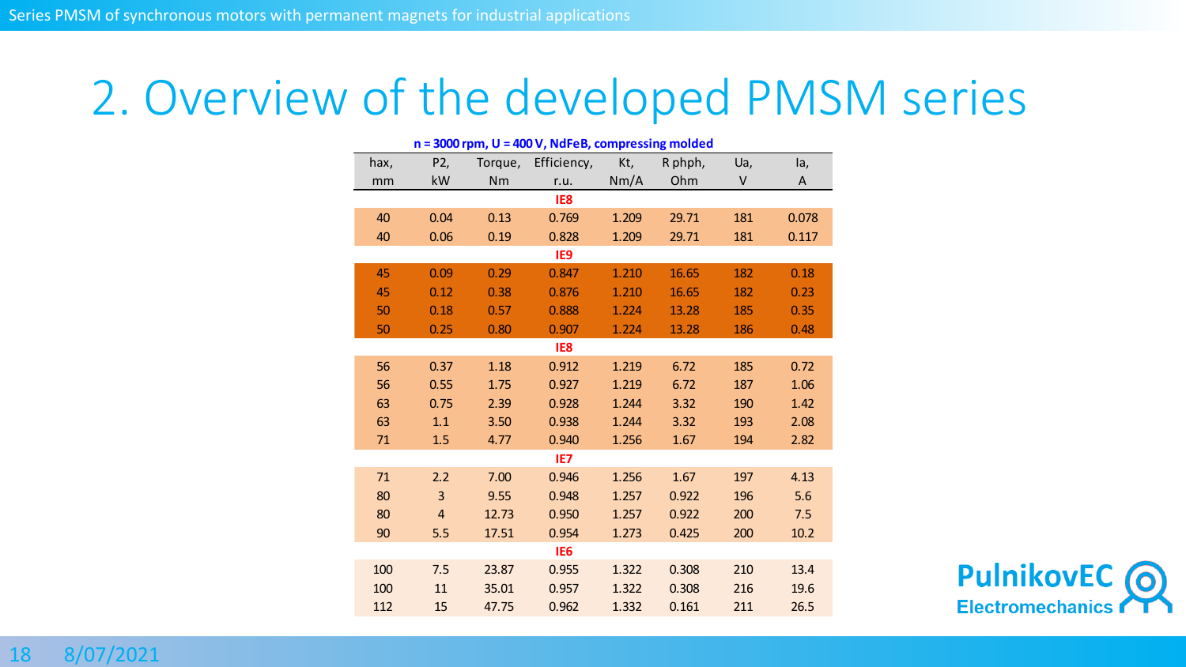# 2. Overview of the developed PMSM series

**n = 3000 rpm, U = 400 V, NdFeB, compressing molded**

| hax, mm | P2, kW | Torque, Nm | Efficiency, r.u. | Kt, Nm/A | R phph, Ohm | Ua, V | Ia, A |
|---|---|---|---|---|---|---|---|
| | | | **IE8** | | | | |
| 40 | 0.04 | 0.13 | 0.769 | 1.209 | 29.71 | 181 | 0.078 |
| 40 | 0.06 | 0.19 | 0.828 | 1.209 | 29.71 | 181 | 0.117 |
| | | | **IE9** | | | | |
| 45 | 0.09 | 0.29 | 0.847 | 1.210 | 16.65 | 182 | 0.18 |
| 45 | 0.12 | 0.38 | 0.876 | 1.210 | 16.65 | 182 | 0.23 |
| 50 | 0.18 | 0.57 | 0.888 | 1.224 | 13.28 | 185 | 0.35 |
| 50 | 0.25 | 0.80 | 0.907 | 1.224 | 13.28 | 186 | 0.48 |
| | | | **IE8** | | | | |
| 56 | 0.37 | 1.18 | 0.912 | 1.219 | 6.72 | 185 | 0.72 |
| 56 | 0.55 | 1.75 | 0.927 | 1.219 | 6.72 | 187 | 1.06 |
| 63 | 0.75 | 2.39 | 0.928 | 1.244 | 3.32 | 190 | 1.42 |
| 63 | 1.1 | 3.50 | 0.938 | 1.244 | 3.32 | 193 | 2.08 |
| 71 | 1.5 | 4.77 | 0.940 | 1.256 | 1.67 | 194 | 2.82 |
| | | | **IE7** | | | | |
| 71 | 2.2 | 7.00 | 0.946 | 1.256 | 1.67 | 197 | 4.13 |
| 80 | 3 | 9.55 | 0.948 | 1.257 | 0.922 | 196 | 5.6 |
| 80 | 4 | 12.73 | 0.950 | 1.257 | 0.922 | 200 | 7.5 |
| 90 | 5.5 | 17.51 | 0.954 | 1.273 | 0.425 | 200 | 10.2 |
| | | | **IE6** | | | | |
| 100 | 7.5 | 23.87 | 0.955 | 1.322 | 0.308 | 210 | 13.4 |
| 100 | 11 | 35.01 | 0.957 | 1.322 | 0.308 | 216 | 19.6 |
| 112 | 15 | 47.75 | 0.962 | 1.332 | 0.161 | 211 | 26.5 |

PulnikovEC Electromechanics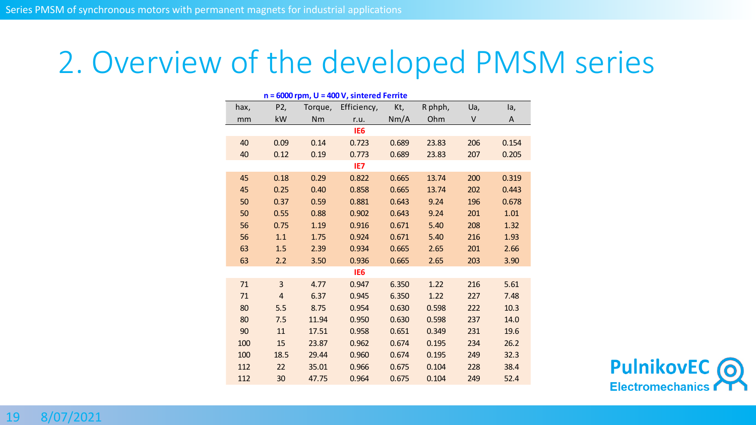# 2. Overview of the developed PMSM series

**n = 6000 rpm, U = 400 V, sintered Ferrite**

| hax, mm | P2, kW | Torque, Nm | Efficiency, r.u. | Kt, Nm/A | R phph, Ohm | Ua, V | Ia, A |
|---|---|---|---|---|---|---|---|
| | | | **IE6** | | | | |
| 40 | 0.09 | 0.14 | 0.723 | 0.689 | 23.83 | 206 | 0.154 |
| 40 | 0.12 | 0.19 | 0.773 | 0.689 | 23.83 | 207 | 0.205 |
| | | | **IE7** | | | | |
| 45 | 0.18 | 0.29 | 0.822 | 0.665 | 13.74 | 200 | 0.319 |
| 45 | 0.25 | 0.40 | 0.858 | 0.665 | 13.74 | 202 | 0.443 |
| 50 | 0.37 | 0.59 | 0.881 | 0.643 | 9.24 | 196 | 0.678 |
| 50 | 0.55 | 0.88 | 0.902 | 0.643 | 9.24 | 201 | 1.01 |
| 56 | 0.75 | 1.19 | 0.916 | 0.671 | 5.40 | 208 | 1.32 |
| 56 | 1.1 | 1.75 | 0.924 | 0.671 | 5.40 | 216 | 1.93 |
| 63 | 1.5 | 2.39 | 0.934 | 0.665 | 2.65 | 201 | 2.66 |
| 63 | 2.2 | 3.50 | 0.936 | 0.665 | 2.65 | 203 | 3.90 |
| | | | **IE6** | | | | |
| 71 | 3 | 4.77 | 0.947 | 6.350 | 1.22 | 216 | 5.61 |
| 71 | 4 | 6.37 | 0.945 | 6.350 | 1.22 | 227 | 7.48 |
| 80 | 5.5 | 8.75 | 0.954 | 0.630 | 0.598 | 222 | 10.3 |
| 80 | 7.5 | 11.94 | 0.950 | 0.630 | 0.598 | 237 | 14.0 |
| 90 | 11 | 17.51 | 0.958 | 0.651 | 0.349 | 231 | 19.6 |
| 100 | 15 | 23.87 | 0.962 | 0.674 | 0.195 | 234 | 26.2 |
| 100 | 18.5 | 29.44 | 0.960 | 0.674 | 0.195 | 249 | 32.3 |
| 112 | 22 | 35.01 | 0.966 | 0.675 | 0.104 | 228 | 38.4 |
| 112 | 30 | 47.75 | 0.964 | 0.675 | 0.104 | 249 | 52.4 |

PulnikovEC Electromechanics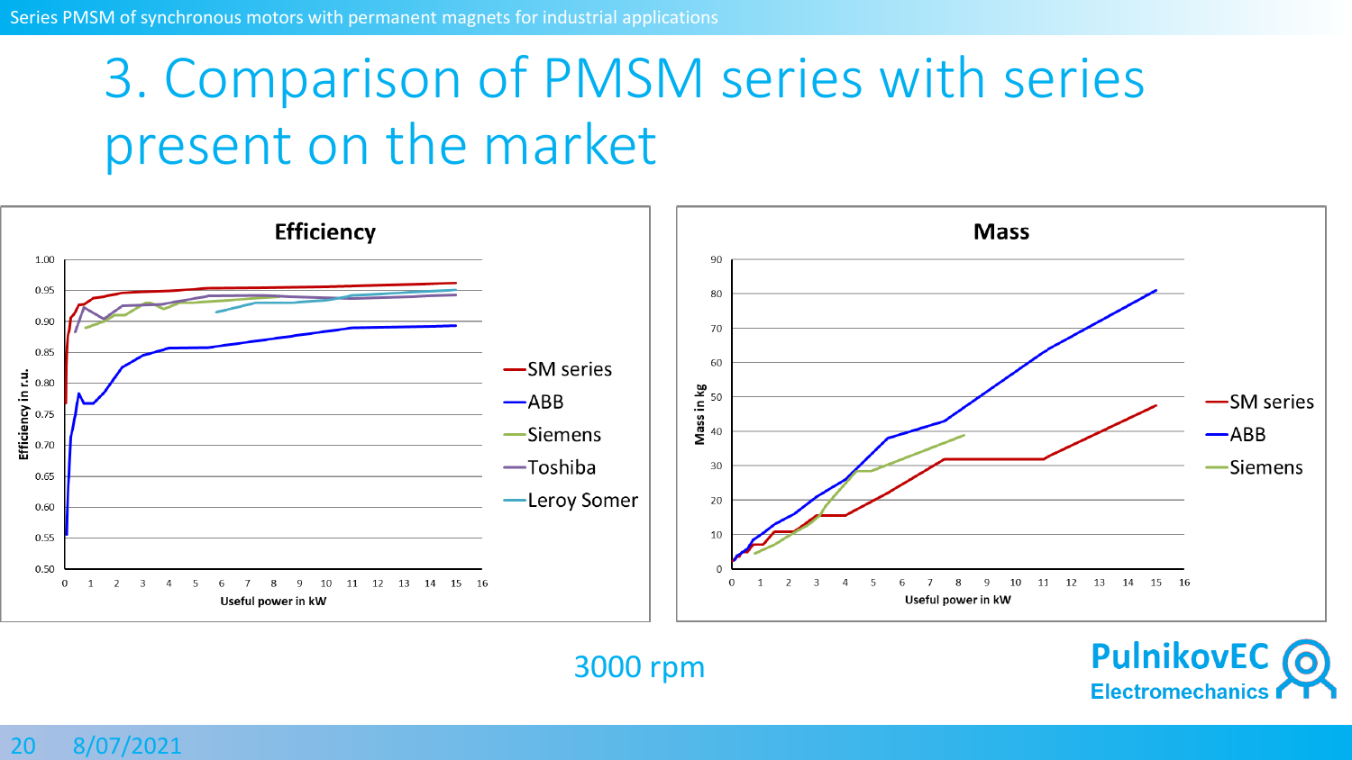# 3. Comparison of PMSM series with series present on the market

**Efficiency**

Efficiency in r.u. vs. Useful power in kW

- SM series
- ABB
- Siemens
- Toshiba
- Leroy Somer

**Mass**

Mass in kg vs. Useful power in kW

- SM series
- ABB
- Siemens

3000 rpm

PulnikovEC Electromechanics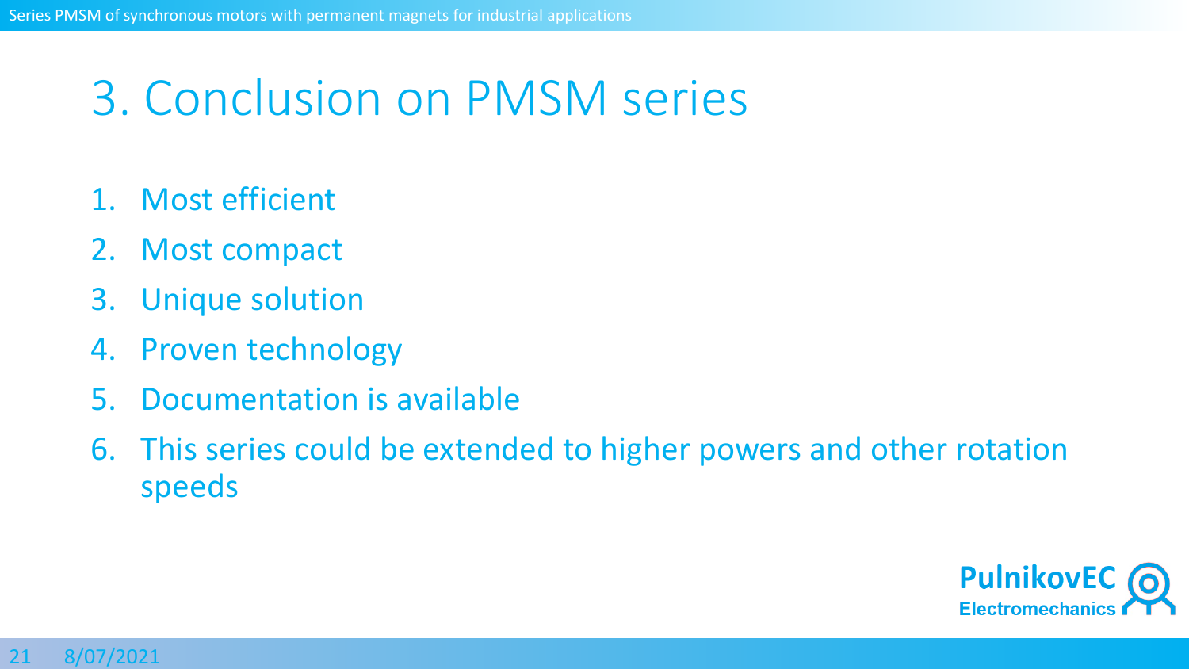# 3. Conclusion on PMSM series

1. Most efficient
2. Most compact
3. Unique solution
4. Proven technology
5. Documentation is available
6. This series could be extended to higher powers and other rotation speeds

PulnikovEC
Electromechanics